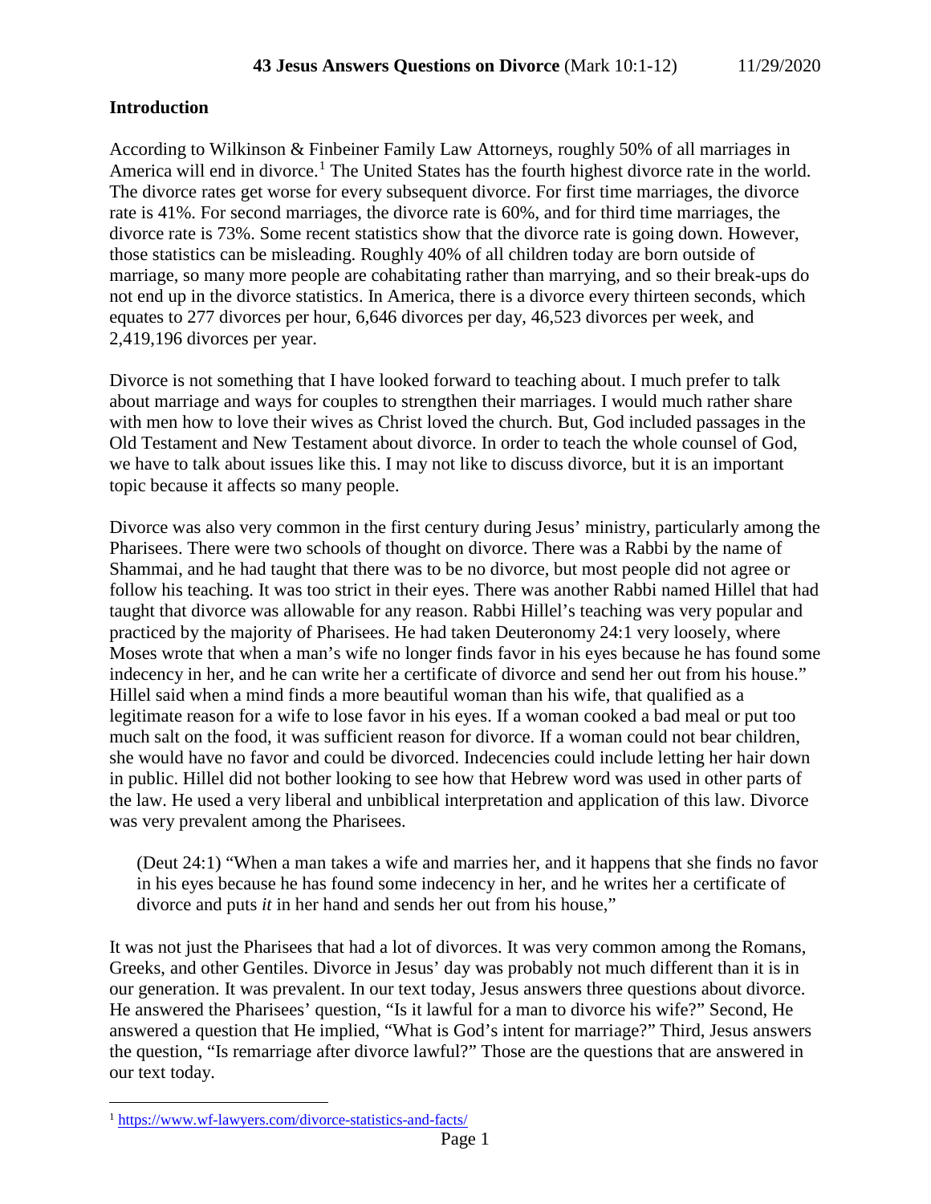## Introduction

According to Wilkinson & Finbeiner Family Law Attorneys, roughly 50% of all marriages in America will end in divorce.[1] The United States has the fourth highest divorce rate in the world. The divorce rates get worse for every subsequent divorce. For first time marriages, the divorce rate is 41%. For second marriages, the divorce rate is 60%, and for third time marriages, the divorce rate is 73%. Some recent statistics show that the divorce rate is going down. However, those statistics can be misleading. Roughly 40% of all children today are born outside of marriage, so many more people are cohabitating rather than marrying, and so their break-ups do not end up in the divorce statistics. In America, there is a divorce every thirteen seconds, which equates to 277 divorces per hour, 6,646 divorces per day, 46,523 divorces per week, and 2,419,196 divorces per year.

Divorce is not something that I have looked forward to teaching about. I much prefer to talk about marriage and ways for couples to strengthen their marriages. I would much rather share with men how to love their wives as Christ loved the church. But, God included passages in the Old Testament and New Testament about divorce. In order to teach the whole counsel of God, we have to talk about issues like this. I may not like to discuss divorce, but it is an important topic because it affects so many people.

Divorce was also very common in the first century during Jesus' ministry, particularly among the Pharisees. There were two schools of thought on divorce. There was a Rabbi by the name of Shammai, and he had taught that there was to be no divorce, but most people did not agree or follow his teaching. It was too strict in their eyes. There was another Rabbi named Hillel that had taught that divorce was allowable for any reason. Rabbi Hillel's teaching was very popular and practiced by the majority of Pharisees. He had taken Deuteronomy 24:1 very loosely, where Moses wrote that when a man's wife no longer finds favor in his eyes because he has found some indecency in her, and he can write her a certificate of divorce and send her out from his house." Hillel said when a mind finds a more beautiful woman than his wife, that qualified as a legitimate reason for a wife to lose favor in his eyes. If a woman cooked a bad meal or put too much salt on the food, it was sufficient reason for divorce. If a woman could not bear children, she would have no favor and could be divorced. Indecencies could include letting her hair down in public. Hillel did not bother looking to see how that Hebrew word was used in other parts of the law. He used a very liberal and unbiblical interpretation and application of this law. Divorce was very prevalent among the Pharisees.

> (Deut 24:1) "When a man takes a wife and marries her, and it happens that she finds no favor in his eyes because he has found some indecency in her, and he writes her a certificate of divorce and puts *it* in her hand and sends her out from his house,"

It was not just the Pharisees that had a lot of divorces. It was very common among the Romans, Greeks, and other Gentiles. Divorce in Jesus' day was probably not much different than it is in our generation. It was prevalent. In our text today, Jesus answers three questions about divorce. He answered the Pharisees' question, "Is it lawful for a man to divorce his wife?" Second, He answered a question that He implied, "What is God's intent for marriage?" Third, Jesus answers the question, "Is remarriage after divorce lawful?" Those are the questions that are answered in our text today.

---

[1] https://www.wf-lawyers.com/divorce-statistics-and-facts/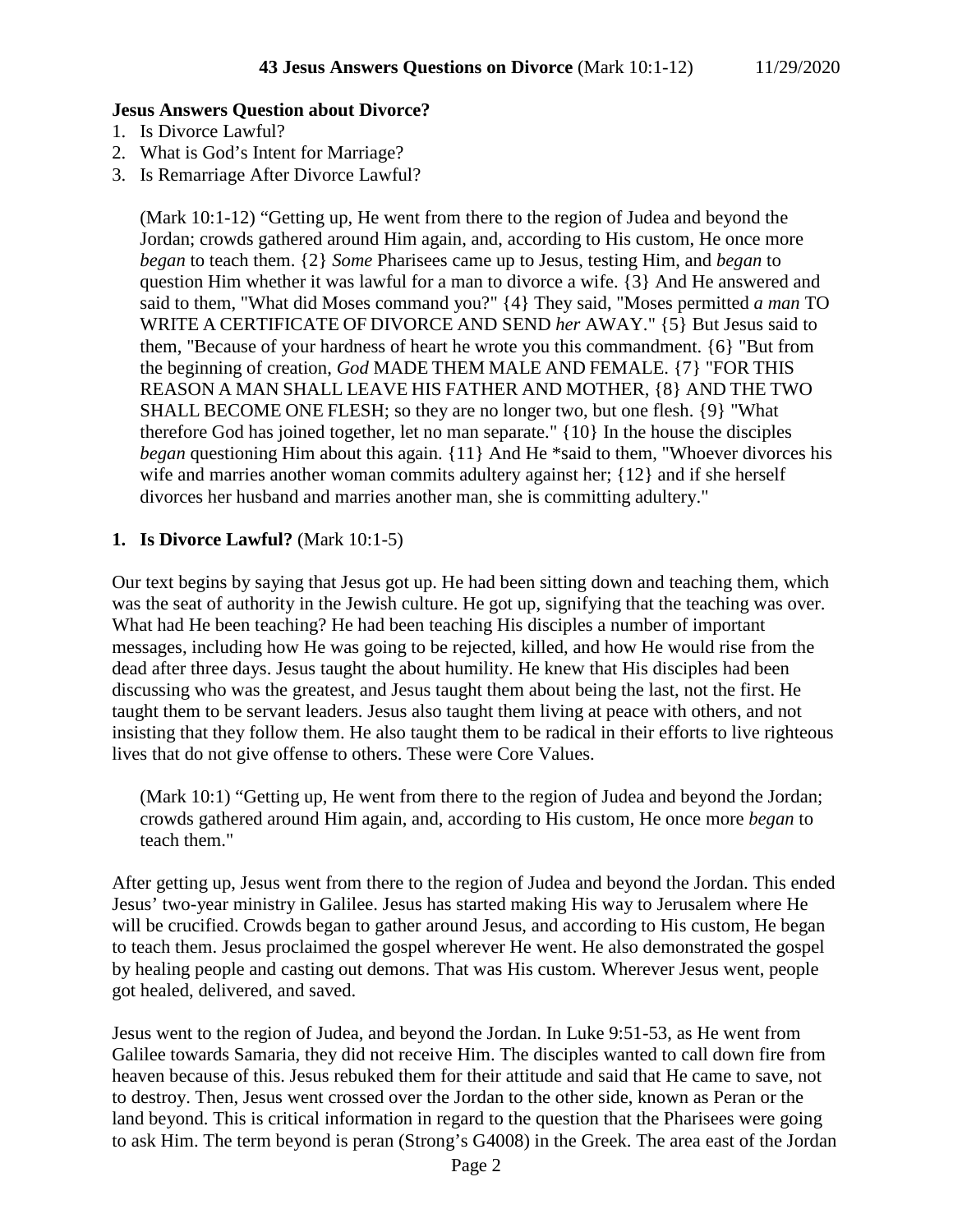**Jesus Answers Question about Divorce?**

1. Is Divorce Lawful?
2. What is God's Intent for Marriage?
3. Is Remarriage After Divorce Lawful?

> (Mark 10:1-12) "Getting up, He went from there to the region of Judea and beyond the Jordan; crowds gathered around Him again, and, according to His custom, He once more *began* to teach them. {2} *Some* Pharisees came up to Jesus, testing Him, and *began* to question Him whether it was lawful for a man to divorce a wife. {3} And He answered and said to them, "What did Moses command you?" {4} They said, "Moses permitted *a man* TO WRITE A CERTIFICATE OF DIVORCE AND SEND *her* AWAY." {5} But Jesus said to them, "Because of your hardness of heart he wrote you this commandment. {6} "But from the beginning of creation, *God* MADE THEM MALE AND FEMALE. {7} "FOR THIS REASON A MAN SHALL LEAVE HIS FATHER AND MOTHER, {8} AND THE TWO SHALL BECOME ONE FLESH; so they are no longer two, but one flesh. {9} "What therefore God has joined together, let no man separate." {10} In the house the disciples *began* questioning Him about this again. {11} And He *said to them, "Whoever divorces his wife and marries another woman commits adultery against her; {12} and if she herself divorces her husband and marries another man, she is committing adultery."

## 1. Is Divorce Lawful? (Mark 10:1-5)

Our text begins by saying that Jesus got up. He had been sitting down and teaching them, which was the seat of authority in the Jewish culture. He got up, signifying that the teaching was over. What had He been teaching? He had been teaching His disciples a number of important messages, including how He was going to be rejected, killed, and how He would rise from the dead after three days. Jesus taught the about humility. He knew that His disciples had been discussing who was the greatest, and Jesus taught them about being the last, not the first. He taught them to be servant leaders. Jesus also taught them living at peace with others, and not insisting that they follow them. He also taught them to be radical in their efforts to live righteous lives that do not give offense to others. These were Core Values.

> (Mark 10:1) "Getting up, He went from there to the region of Judea and beyond the Jordan; crowds gathered around Him again, and, according to His custom, He once more *began* to teach them."

After getting up, Jesus went from there to the region of Judea and beyond the Jordan. This ended Jesus' two-year ministry in Galilee. Jesus has started making His way to Jerusalem where He will be crucified. Crowds began to gather around Jesus, and according to His custom, He began to teach them. Jesus proclaimed the gospel wherever He went. He also demonstrated the gospel by healing people and casting out demons. That was His custom. Wherever Jesus went, people got healed, delivered, and saved.

Jesus went to the region of Judea, and beyond the Jordan. In Luke 9:51-53, as He went from Galilee towards Samaria, they did not receive Him. The disciples wanted to call down fire from heaven because of this. Jesus rebuked them for their attitude and said that He came to save, not to destroy. Then, Jesus went crossed over the Jordan to the other side, known as Peran or the land beyond. This is critical information in regard to the question that the Pharisees were going to ask Him. The term beyond is peran (Strong's G4008) in the Greek. The area east of the Jordan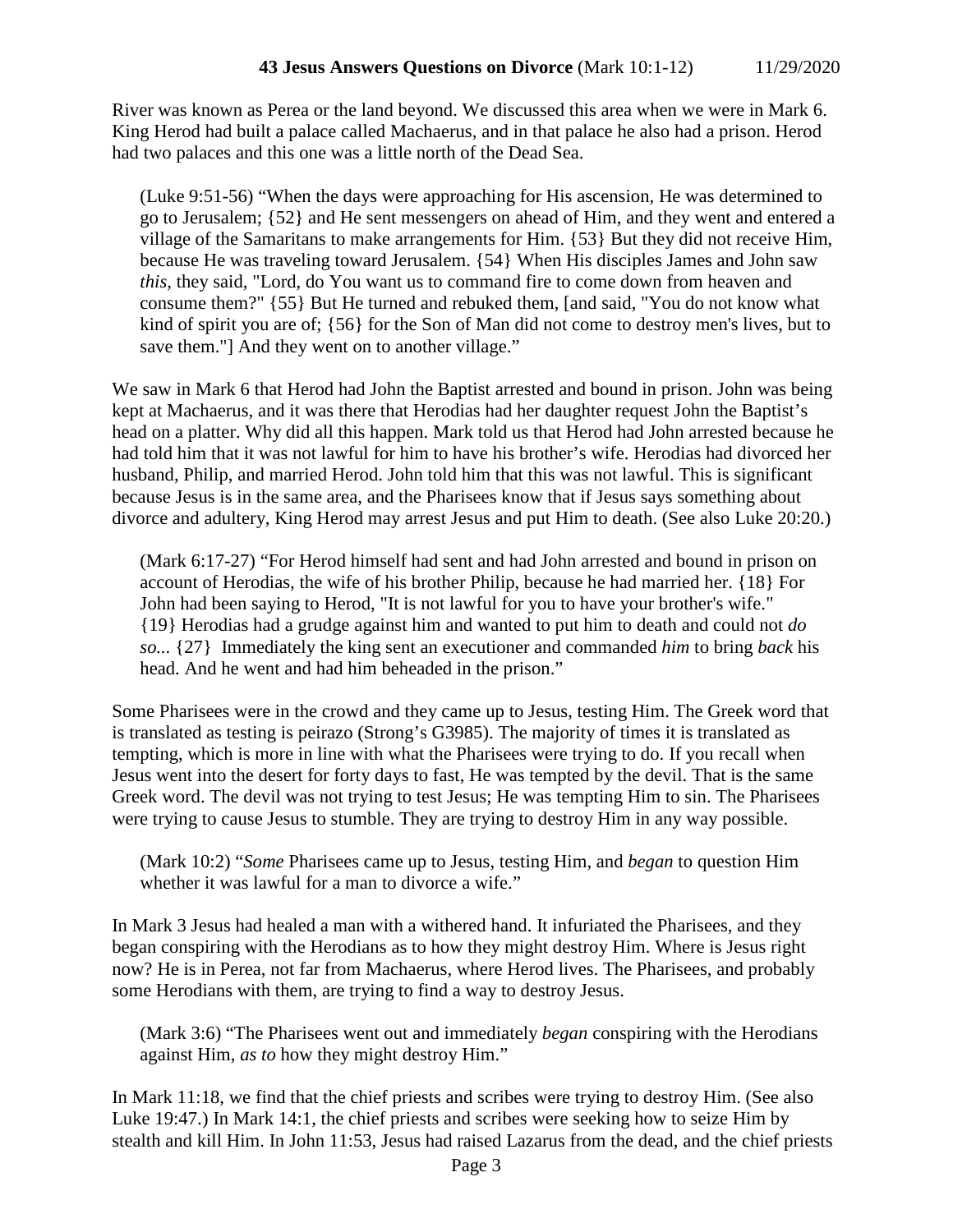River was known as Perea or the land beyond. We discussed this area when we were in Mark 6. King Herod had built a palace called Machaerus, and in that palace he also had a prison. Herod had two palaces and this one was a little north of the Dead Sea.

> (Luke 9:51-56) "When the days were approaching for His ascension, He was determined to go to Jerusalem; {52} and He sent messengers on ahead of Him, and they went and entered a village of the Samaritans to make arrangements for Him. {53} But they did not receive Him, because He was traveling toward Jerusalem. {54} When His disciples James and John saw *this,* they said, "Lord, do You want us to command fire to come down from heaven and consume them?" {55} But He turned and rebuked them, [and said, "You do not know what kind of spirit you are of; {56} for the Son of Man did not come to destroy men's lives, but to save them."] And they went on to another village."

We saw in Mark 6 that Herod had John the Baptist arrested and bound in prison. John was being kept at Machaerus, and it was there that Herodias had her daughter request John the Baptist's head on a platter. Why did all this happen. Mark told us that Herod had John arrested because he had told him that it was not lawful for him to have his brother's wife. Herodias had divorced her husband, Philip, and married Herod. John told him that this was not lawful. This is significant because Jesus is in the same area, and the Pharisees know that if Jesus says something about divorce and adultery, King Herod may arrest Jesus and put Him to death. (See also Luke 20:20.)

> (Mark 6:17-27) "For Herod himself had sent and had John arrested and bound in prison on account of Herodias, the wife of his brother Philip, because he had married her. {18} For John had been saying to Herod, "It is not lawful for you to have your brother's wife." {19} Herodias had a grudge against him and wanted to put him to death and could not *do so...* {27} Immediately the king sent an executioner and commanded *him* to bring *back* his head. And he went and had him beheaded in the prison."

Some Pharisees were in the crowd and they came up to Jesus, testing Him. The Greek word that is translated as testing is peirazo (Strong's G3985). The majority of times it is translated as tempting, which is more in line with what the Pharisees were trying to do. If you recall when Jesus went into the desert for forty days to fast, He was tempted by the devil. That is the same Greek word. The devil was not trying to test Jesus; He was tempting Him to sin. The Pharisees were trying to cause Jesus to stumble. They are trying to destroy Him in any way possible.

> (Mark 10:2) "*Some* Pharisees came up to Jesus, testing Him, and *began* to question Him whether it was lawful for a man to divorce a wife."

In Mark 3 Jesus had healed a man with a withered hand. It infuriated the Pharisees, and they began conspiring with the Herodians as to how they might destroy Him. Where is Jesus right now? He is in Perea, not far from Machaerus, where Herod lives. The Pharisees, and probably some Herodians with them, are trying to find a way to destroy Jesus.

> (Mark 3:6) "The Pharisees went out and immediately *began* conspiring with the Herodians against Him, *as to* how they might destroy Him."

In Mark 11:18, we find that the chief priests and scribes were trying to destroy Him. (See also Luke 19:47.) In Mark 14:1, the chief priests and scribes were seeking how to seize Him by stealth and kill Him. In John 11:53, Jesus had raised Lazarus from the dead, and the chief priests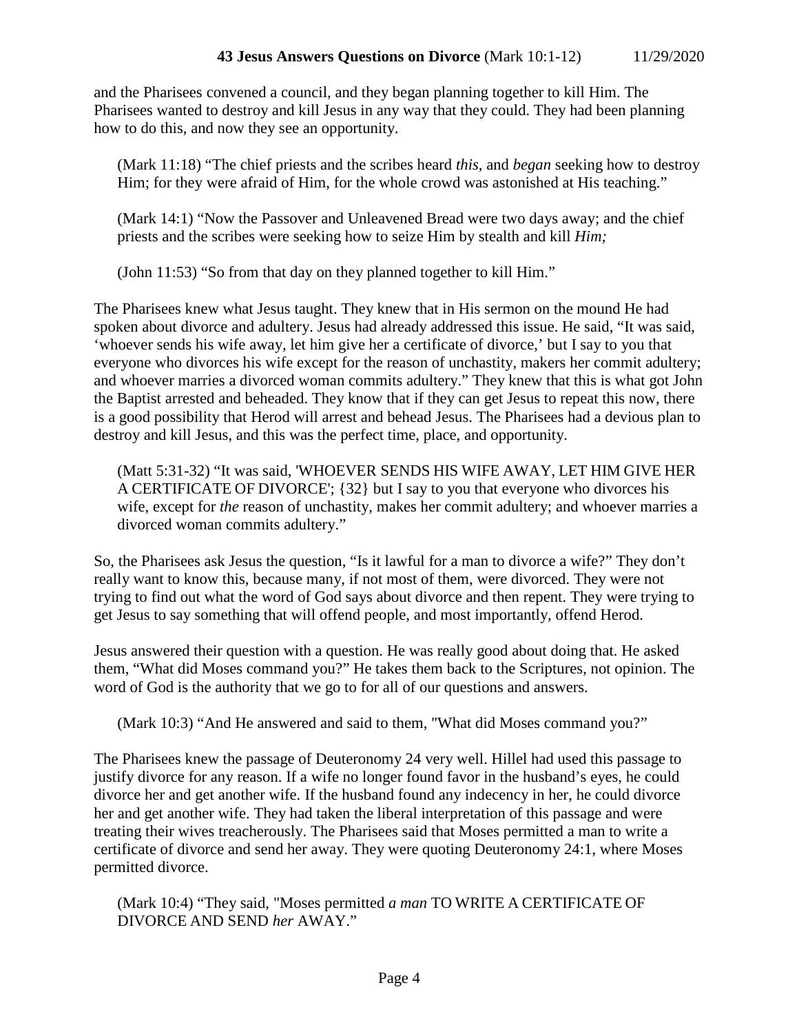and the Pharisees convened a council, and they began planning together to kill Him. The Pharisees wanted to destroy and kill Jesus in any way that they could. They had been planning how to do this, and now they see an opportunity.

> (Mark 11:18) "The chief priests and the scribes heard *this*, and *began* seeking how to destroy Him; for they were afraid of Him, for the whole crowd was astonished at His teaching."

> (Mark 14:1) "Now the Passover and Unleavened Bread were two days away; and the chief priests and the scribes were seeking how to seize Him by stealth and kill *Him;*

> (John 11:53) "So from that day on they planned together to kill Him."

The Pharisees knew what Jesus taught. They knew that in His sermon on the mound He had spoken about divorce and adultery. Jesus had already addressed this issue. He said, "It was said, 'whoever sends his wife away, let him give her a certificate of divorce,' but I say to you that everyone who divorces his wife except for the reason of unchastity, makers her commit adultery; and whoever marries a divorced woman commits adultery." They knew that this is what got John the Baptist arrested and beheaded. They know that if they can get Jesus to repeat this now, there is a good possibility that Herod will arrest and behead Jesus. The Pharisees had a devious plan to destroy and kill Jesus, and this was the perfect time, place, and opportunity.

> (Matt 5:31-32) "It was said, 'WHOEVER SENDS HIS WIFE AWAY, LET HIM GIVE HER A CERTIFICATE OF DIVORCE'; {32} but I say to you that everyone who divorces his wife, except for *the* reason of unchastity, makes her commit adultery; and whoever marries a divorced woman commits adultery."

So, the Pharisees ask Jesus the question, "Is it lawful for a man to divorce a wife?" They don't really want to know this, because many, if not most of them, were divorced. They were not trying to find out what the word of God says about divorce and then repent. They were trying to get Jesus to say something that will offend people, and most importantly, offend Herod.

Jesus answered their question with a question. He was really good about doing that. He asked them, "What did Moses command you?" He takes them back to the Scriptures, not opinion. The word of God is the authority that we go to for all of our questions and answers.

> (Mark 10:3) "And He answered and said to them, "What did Moses command you?"

The Pharisees knew the passage of Deuteronomy 24 very well. Hillel had used this passage to justify divorce for any reason. If a wife no longer found favor in the husband's eyes, he could divorce her and get another wife. If the husband found any indecency in her, he could divorce her and get another wife. They had taken the liberal interpretation of this passage and were treating their wives treacherously. The Pharisees said that Moses permitted a man to write a certificate of divorce and send her away. They were quoting Deuteronomy 24:1, where Moses permitted divorce.

> (Mark 10:4) "They said, "Moses permitted *a man* TO WRITE A CERTIFICATE OF DIVORCE AND SEND *her* AWAY."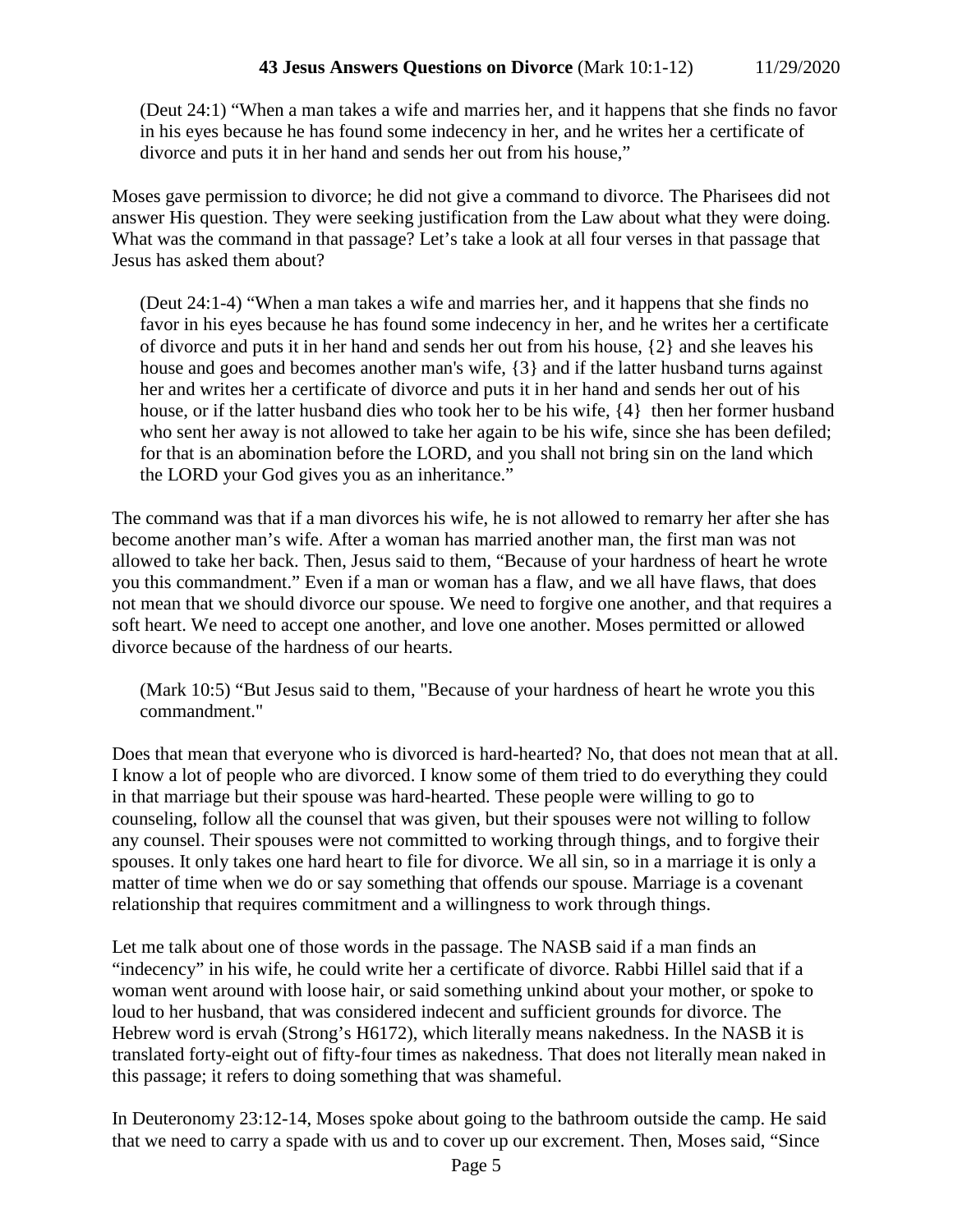(Deut 24:1) "When a man takes a wife and marries her, and it happens that she finds no favor in his eyes because he has found some indecency in her, and he writes her a certificate of divorce and puts it in her hand and sends her out from his house,"

Moses gave permission to divorce; he did not give a command to divorce. The Pharisees did not answer His question. They were seeking justification from the Law about what they were doing. What was the command in that passage? Let's take a look at all four verses in that passage that Jesus has asked them about?

(Deut 24:1-4) "When a man takes a wife and marries her, and it happens that she finds no favor in his eyes because he has found some indecency in her, and he writes her a certificate of divorce and puts it in her hand and sends her out from his house, {2} and she leaves his house and goes and becomes another man's wife, {3} and if the latter husband turns against her and writes her a certificate of divorce and puts it in her hand and sends her out of his house, or if the latter husband dies who took her to be his wife, {4} then her former husband who sent her away is not allowed to take her again to be his wife, since she has been defiled; for that is an abomination before the LORD, and you shall not bring sin on the land which the LORD your God gives you as an inheritance."

The command was that if a man divorces his wife, he is not allowed to remarry her after she has become another man's wife. After a woman has married another man, the first man was not allowed to take her back. Then, Jesus said to them, "Because of your hardness of heart he wrote you this commandment." Even if a man or woman has a flaw, and we all have flaws, that does not mean that we should divorce our spouse. We need to forgive one another, and that requires a soft heart. We need to accept one another, and love one another. Moses permitted or allowed divorce because of the hardness of our hearts.

(Mark 10:5) "But Jesus said to them, "Because of your hardness of heart he wrote you this commandment."

Does that mean that everyone who is divorced is hard-hearted? No, that does not mean that at all. I know a lot of people who are divorced. I know some of them tried to do everything they could in that marriage but their spouse was hard-hearted. These people were willing to go to counseling, follow all the counsel that was given, but their spouses were not willing to follow any counsel. Their spouses were not committed to working through things, and to forgive their spouses. It only takes one hard heart to file for divorce. We all sin, so in a marriage it is only a matter of time when we do or say something that offends our spouse. Marriage is a covenant relationship that requires commitment and a willingness to work through things.

Let me talk about one of those words in the passage. The NASB said if a man finds an "indecency" in his wife, he could write her a certificate of divorce. Rabbi Hillel said that if a woman went around with loose hair, or said something unkind about your mother, or spoke to loud to her husband, that was considered indecent and sufficient grounds for divorce. The Hebrew word is ervah (Strong's H6172), which literally means nakedness. In the NASB it is translated forty-eight out of fifty-four times as nakedness. That does not literally mean naked in this passage; it refers to doing something that was shameful.

In Deuteronomy 23:12-14, Moses spoke about going to the bathroom outside the camp. He said that we need to carry a spade with us and to cover up our excrement. Then, Moses said, "Since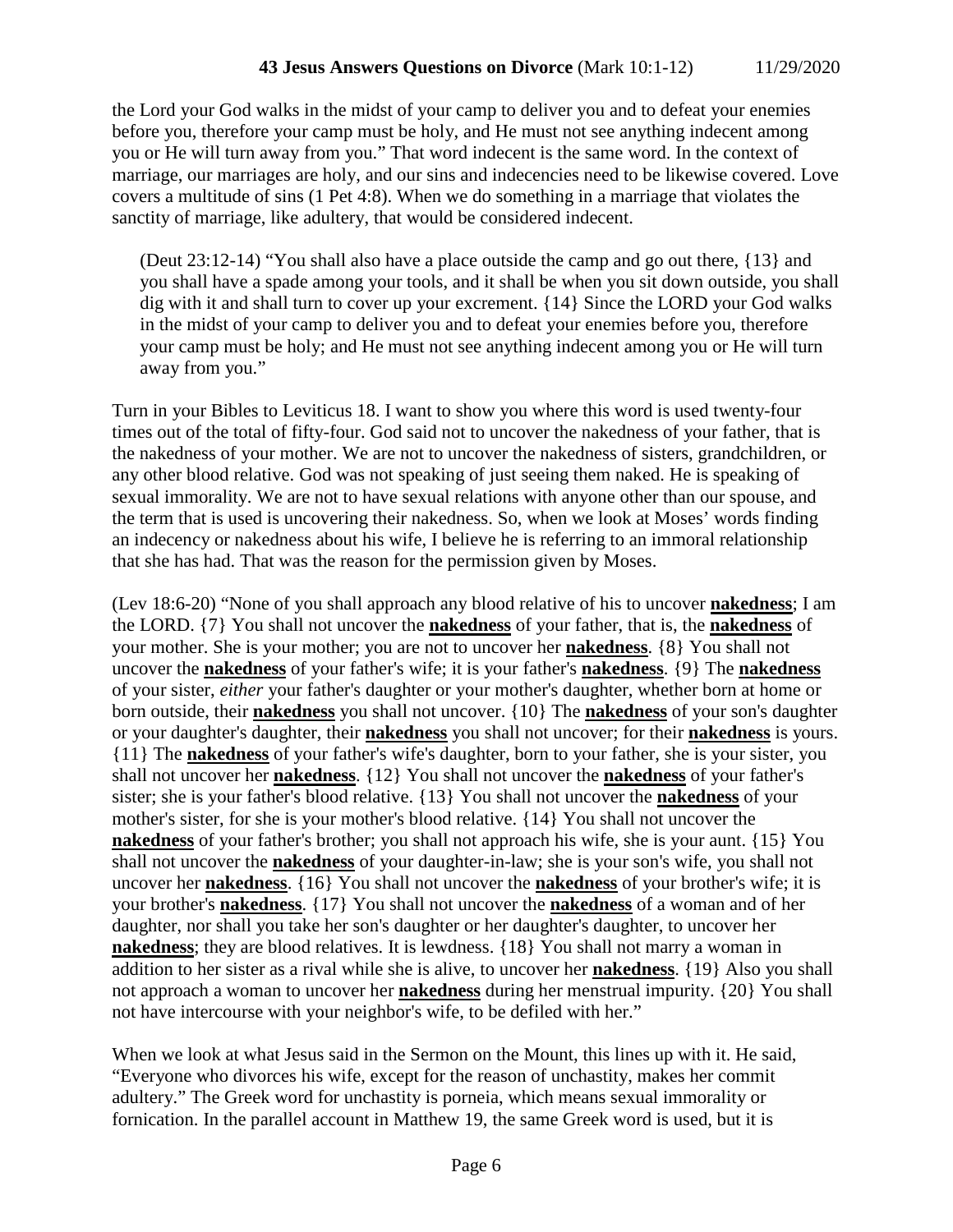the Lord your God walks in the midst of your camp to deliver you and to defeat your enemies before you, therefore your camp must be holy, and He must not see anything indecent among you or He will turn away from you." That word indecent is the same word. In the context of marriage, our marriages are holy, and our sins and indecencies need to be likewise covered. Love covers a multitude of sins (1 Pet 4:8). When we do something in a marriage that violates the sanctity of marriage, like adultery, that would be considered indecent.

> (Deut 23:12-14) "You shall also have a place outside the camp and go out there, {13} and you shall have a spade among your tools, and it shall be when you sit down outside, you shall dig with it and shall turn to cover up your excrement. {14} Since the LORD your God walks in the midst of your camp to deliver you and to defeat your enemies before you, therefore your camp must be holy; and He must not see anything indecent among you or He will turn away from you."

Turn in your Bibles to Leviticus 18. I want to show you where this word is used twenty-four times out of the total of fifty-four. God said not to uncover the nakedness of your father, that is the nakedness of your mother. We are not to uncover the nakedness of sisters, grandchildren, or any other blood relative. God was not speaking of just seeing them naked. He is speaking of sexual immorality. We are not to have sexual relations with anyone other than our spouse, and the term that is used is uncovering their nakedness. So, when we look at Moses' words finding an indecency or nakedness about his wife, I believe he is referring to an immoral relationship that she has had. That was the reason for the permission given by Moses.

(Lev 18:6-20) "None of you shall approach any blood relative of his to uncover **nakedness**; I am the LORD. {7} You shall not uncover the **nakedness** of your father, that is, the **nakedness** of your mother. She is your mother; you are not to uncover her **nakedness**. {8} You shall not uncover the **nakedness** of your father's wife; it is your father's **nakedness**. {9} The **nakedness** of your sister, *either* your father's daughter or your mother's daughter, whether born at home or born outside, their **nakedness** you shall not uncover. {10} The **nakedness** of your son's daughter or your daughter's daughter, their **nakedness** you shall not uncover; for their **nakedness** is yours. {11} The **nakedness** of your father's wife's daughter, born to your father, she is your sister, you shall not uncover her **nakedness**. {12} You shall not uncover the **nakedness** of your father's sister; she is your father's blood relative. {13} You shall not uncover the **nakedness** of your mother's sister, for she is your mother's blood relative. {14} You shall not uncover the **nakedness** of your father's brother; you shall not approach his wife, she is your aunt. {15} You shall not uncover the **nakedness** of your daughter-in-law; she is your son's wife, you shall not uncover her **nakedness**. {16} You shall not uncover the **nakedness** of your brother's wife; it is your brother's **nakedness**. {17} You shall not uncover the **nakedness** of a woman and of her daughter, nor shall you take her son's daughter or her daughter's daughter, to uncover her **nakedness**; they are blood relatives. It is lewdness. {18} You shall not marry a woman in addition to her sister as a rival while she is alive, to uncover her **nakedness**. {19} Also you shall not approach a woman to uncover her **nakedness** during her menstrual impurity. {20} You shall not have intercourse with your neighbor's wife, to be defiled with her."

When we look at what Jesus said in the Sermon on the Mount, this lines up with it. He said, "Everyone who divorces his wife, except for the reason of unchastity, makes her commit adultery." The Greek word for unchastity is porneia, which means sexual immorality or fornication. In the parallel account in Matthew 19, the same Greek word is used, but it is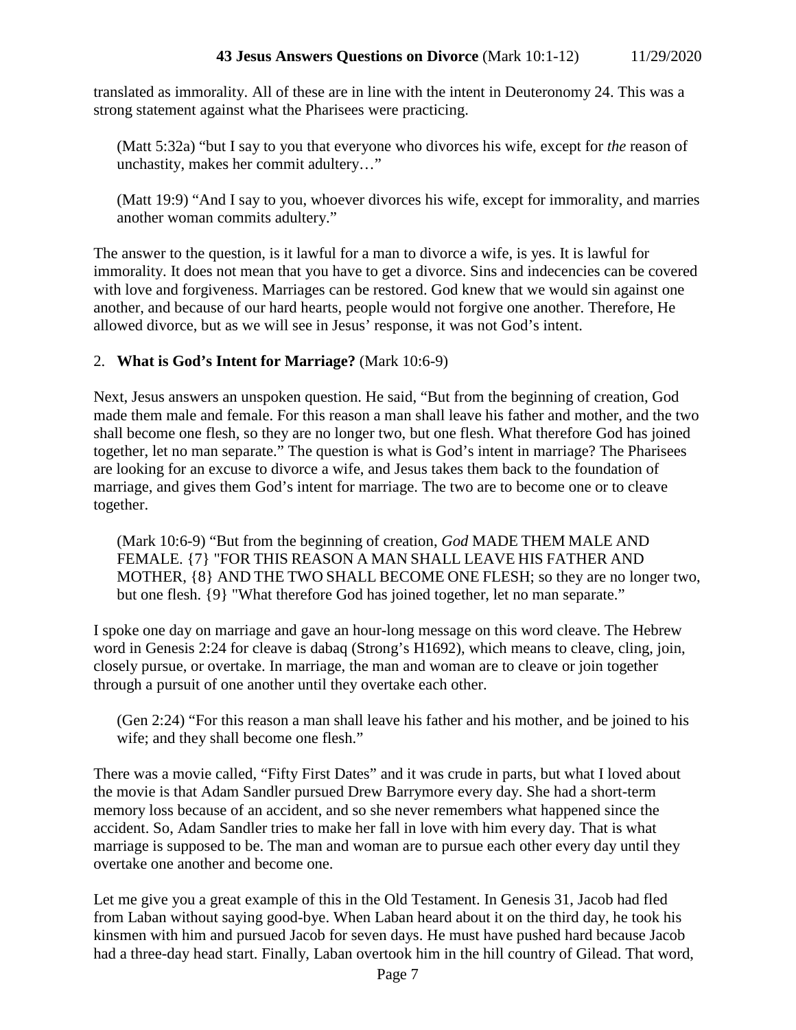translated as immorality. All of these are in line with the intent in Deuteronomy 24. This was a strong statement against what the Pharisees were practicing.

> (Matt 5:32a) "but I say to you that everyone who divorces his wife, except for *the* reason of unchastity, makes her commit adultery…"

> (Matt 19:9) "And I say to you, whoever divorces his wife, except for immorality, and marries another woman commits adultery."

The answer to the question, is it lawful for a man to divorce a wife, is yes. It is lawful for immorality. It does not mean that you have to get a divorce. Sins and indecencies can be covered with love and forgiveness. Marriages can be restored. God knew that we would sin against one another, and because of our hard hearts, people would not forgive one another. Therefore, He allowed divorce, but as we will see in Jesus' response, it was not God's intent.

2. **What is God's Intent for Marriage?** (Mark 10:6-9)

Next, Jesus answers an unspoken question. He said, "But from the beginning of creation, God made them male and female. For this reason a man shall leave his father and mother, and the two shall become one flesh, so they are no longer two, but one flesh. What therefore God has joined together, let no man separate." The question is what is God's intent in marriage? The Pharisees are looking for an excuse to divorce a wife, and Jesus takes them back to the foundation of marriage, and gives them God's intent for marriage. The two are to become one or to cleave together.

> (Mark 10:6-9) "But from the beginning of creation, *God* MADE THEM MALE AND FEMALE. {7} "FOR THIS REASON A MAN SHALL LEAVE HIS FATHER AND MOTHER, {8} AND THE TWO SHALL BECOME ONE FLESH; so they are no longer two, but one flesh. {9} "What therefore God has joined together, let no man separate."

I spoke one day on marriage and gave an hour-long message on this word cleave. The Hebrew word in Genesis 2:24 for cleave is dabaq (Strong's H1692), which means to cleave, cling, join, closely pursue, or overtake. In marriage, the man and woman are to cleave or join together through a pursuit of one another until they overtake each other.

> (Gen 2:24) "For this reason a man shall leave his father and his mother, and be joined to his wife; and they shall become one flesh."

There was a movie called, "Fifty First Dates" and it was crude in parts, but what I loved about the movie is that Adam Sandler pursued Drew Barrymore every day. She had a short-term memory loss because of an accident, and so she never remembers what happened since the accident. So, Adam Sandler tries to make her fall in love with him every day. That is what marriage is supposed to be. The man and woman are to pursue each other every day until they overtake one another and become one.

Let me give you a great example of this in the Old Testament. In Genesis 31, Jacob had fled from Laban without saying good-bye. When Laban heard about it on the third day, he took his kinsmen with him and pursued Jacob for seven days. He must have pushed hard because Jacob had a three-day head start. Finally, Laban overtook him in the hill country of Gilead. That word,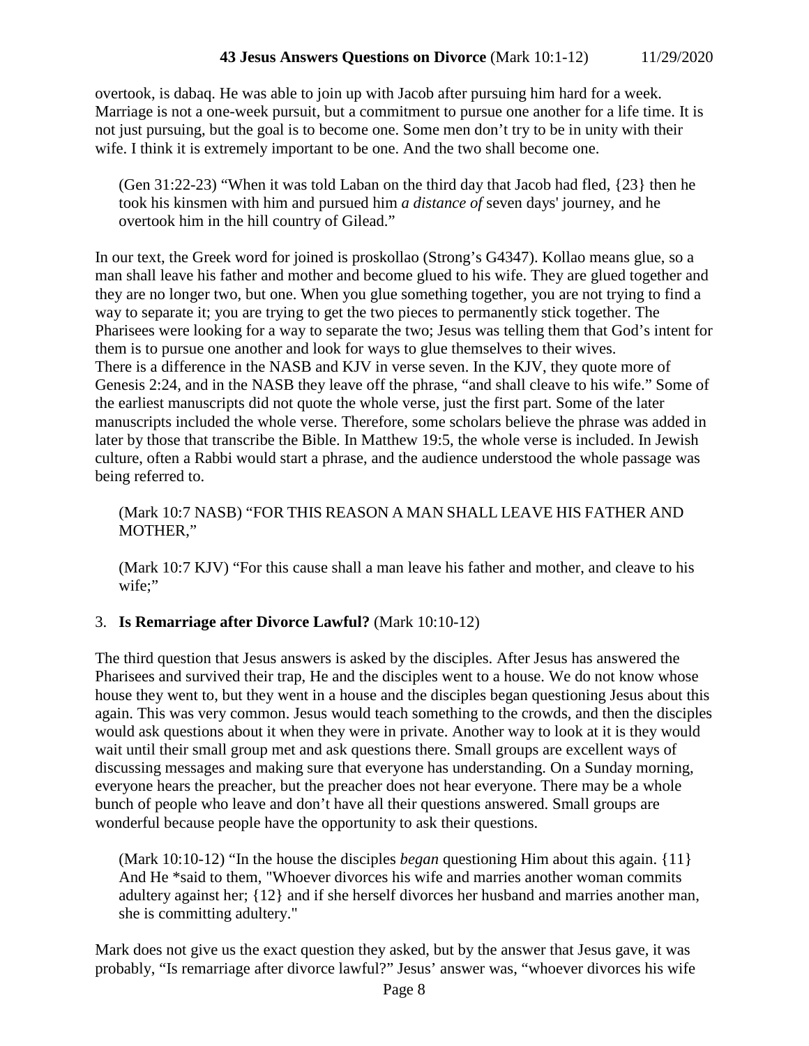overtook, is dabaq. He was able to join up with Jacob after pursuing him hard for a week. Marriage is not a one-week pursuit, but a commitment to pursue one another for a life time. It is not just pursuing, but the goal is to become one. Some men don't try to be in unity with their wife. I think it is extremely important to be one. And the two shall become one.

> (Gen 31:22-23) "When it was told Laban on the third day that Jacob had fled, {23} then he took his kinsmen with him and pursued him *a distance of* seven days' journey, and he overtook him in the hill country of Gilead."

In our text, the Greek word for joined is proskollao (Strong's G4347). Kollao means glue, so a man shall leave his father and mother and become glued to his wife. They are glued together and they are no longer two, but one. When you glue something together, you are not trying to find a way to separate it; you are trying to get the two pieces to permanently stick together. The Pharisees were looking for a way to separate the two; Jesus was telling them that God's intent for them is to pursue one another and look for ways to glue themselves to their wives.
There is a difference in the NASB and KJV in verse seven. In the KJV, they quote more of Genesis 2:24, and in the NASB they leave off the phrase, "and shall cleave to his wife." Some of the earliest manuscripts did not quote the whole verse, just the first part. Some of the later manuscripts included the whole verse. Therefore, some scholars believe the phrase was added in later by those that transcribe the Bible. In Matthew 19:5, the whole verse is included. In Jewish culture, often a Rabbi would start a phrase, and the audience understood the whole passage was being referred to.

> (Mark 10:7 NASB) "FOR THIS REASON A MAN SHALL LEAVE HIS FATHER AND MOTHER,"

> (Mark 10:7 KJV) "For this cause shall a man leave his father and mother, and cleave to his wife;"

3. **Is Remarriage after Divorce Lawful?** (Mark 10:10-12)

The third question that Jesus answers is asked by the disciples. After Jesus has answered the Pharisees and survived their trap, He and the disciples went to a house. We do not know whose house they went to, but they went in a house and the disciples began questioning Jesus about this again. This was very common. Jesus would teach something to the crowds, and then the disciples would ask questions about it when they were in private. Another way to look at it is they would wait until their small group met and ask questions there. Small groups are excellent ways of discussing messages and making sure that everyone has understanding. On a Sunday morning, everyone hears the preacher, but the preacher does not hear everyone. There may be a whole bunch of people who leave and don't have all their questions answered. Small groups are wonderful because people have the opportunity to ask their questions.

> (Mark 10:10-12) "In the house the disciples *began* questioning Him about this again. {11} And He *said to them, "Whoever divorces his wife and marries another woman commits adultery against her; {12} and if she herself divorces her husband and marries another man, she is committing adultery."

Mark does not give us the exact question they asked, but by the answer that Jesus gave, it was probably, "Is remarriage after divorce lawful?" Jesus' answer was, "whoever divorces his wife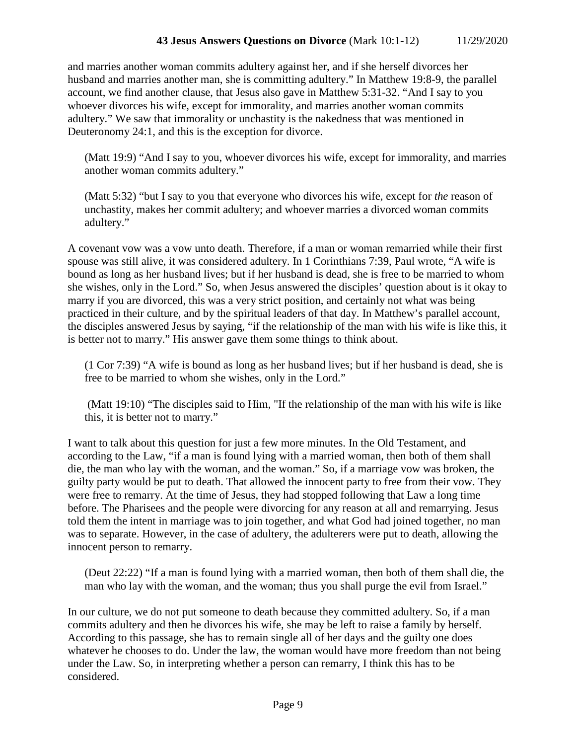and marries another woman commits adultery against her, and if she herself divorces her husband and marries another man, she is committing adultery." In Matthew 19:8-9, the parallel account, we find another clause, that Jesus also gave in Matthew 5:31-32. "And I say to you whoever divorces his wife, except for immorality, and marries another woman commits adultery." We saw that immorality or unchastity is the nakedness that was mentioned in Deuteronomy 24:1, and this is the exception for divorce.

> (Matt 19:9) "And I say to you, whoever divorces his wife, except for immorality, and marries another woman commits adultery."

> (Matt 5:32) "but I say to you that everyone who divorces his wife, except for *the* reason of unchastity, makes her commit adultery; and whoever marries a divorced woman commits adultery."

A covenant vow was a vow unto death. Therefore, if a man or woman remarried while their first spouse was still alive, it was considered adultery. In 1 Corinthians 7:39, Paul wrote, "A wife is bound as long as her husband lives; but if her husband is dead, she is free to be married to whom she wishes, only in the Lord." So, when Jesus answered the disciples' question about is it okay to marry if you are divorced, this was a very strict position, and certainly not what was being practiced in their culture, and by the spiritual leaders of that day. In Matthew's parallel account, the disciples answered Jesus by saying, "if the relationship of the man with his wife is like this, it is better not to marry." His answer gave them some things to think about.

> (1 Cor 7:39) "A wife is bound as long as her husband lives; but if her husband is dead, she is free to be married to whom she wishes, only in the Lord."

> (Matt 19:10) "The disciples said to Him, "If the relationship of the man with his wife is like this, it is better not to marry."

I want to talk about this question for just a few more minutes. In the Old Testament, and according to the Law, "if a man is found lying with a married woman, then both of them shall die, the man who lay with the woman, and the woman." So, if a marriage vow was broken, the guilty party would be put to death. That allowed the innocent party to free from their vow. They were free to remarry. At the time of Jesus, they had stopped following that Law a long time before. The Pharisees and the people were divorcing for any reason at all and remarrying. Jesus told them the intent in marriage was to join together, and what God had joined together, no man was to separate. However, in the case of adultery, the adulterers were put to death, allowing the innocent person to remarry.

> (Deut 22:22) "If a man is found lying with a married woman, then both of them shall die, the man who lay with the woman, and the woman; thus you shall purge the evil from Israel."

In our culture, we do not put someone to death because they committed adultery. So, if a man commits adultery and then he divorces his wife, she may be left to raise a family by herself. According to this passage, she has to remain single all of her days and the guilty one does whatever he chooses to do. Under the law, the woman would have more freedom than not being under the Law. So, in interpreting whether a person can remarry, I think this has to be considered.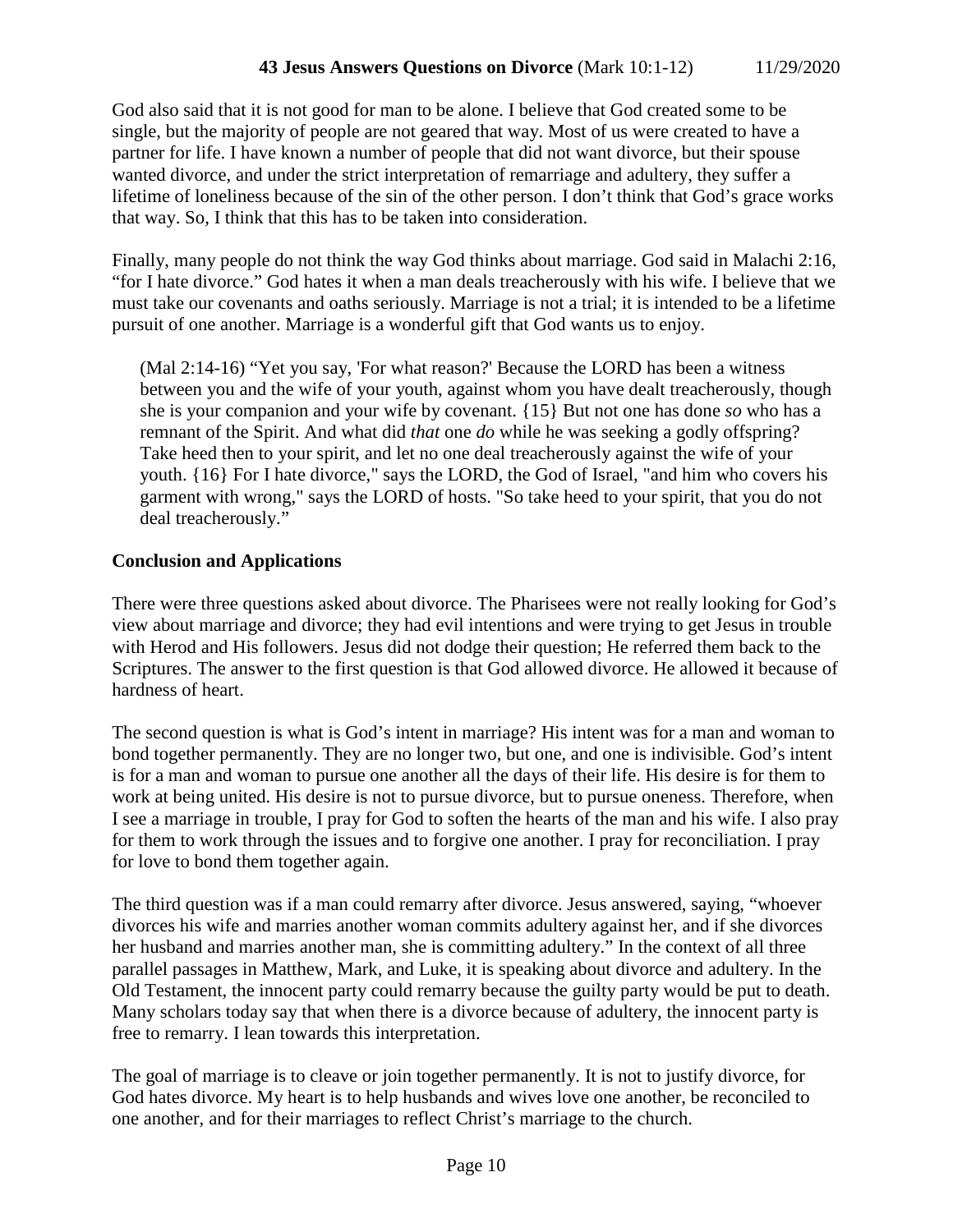God also said that it is not good for man to be alone. I believe that God created some to be single, but the majority of people are not geared that way. Most of us were created to have a partner for life. I have known a number of people that did not want divorce, but their spouse wanted divorce, and under the strict interpretation of remarriage and adultery, they suffer a lifetime of loneliness because of the sin of the other person. I don't think that God's grace works that way. So, I think that this has to be taken into consideration.

Finally, many people do not think the way God thinks about marriage. God said in Malachi 2:16, "for I hate divorce." God hates it when a man deals treacherously with his wife. I believe that we must take our covenants and oaths seriously. Marriage is not a trial; it is intended to be a lifetime pursuit of one another. Marriage is a wonderful gift that God wants us to enjoy.

> (Mal 2:14-16) "Yet you say, 'For what reason?' Because the LORD has been a witness between you and the wife of your youth, against whom you have dealt treacherously, though she is your companion and your wife by covenant. {15} But not one has done *so* who has a remnant of the Spirit. And what did *that* one *do* while he was seeking a godly offspring? Take heed then to your spirit, and let no one deal treacherously against the wife of your youth. {16} For I hate divorce," says the LORD, the God of Israel, "and him who covers his garment with wrong," says the LORD of hosts. "So take heed to your spirit, that you do not deal treacherously."

**Conclusion and Applications**

There were three questions asked about divorce. The Pharisees were not really looking for God's view about marriage and divorce; they had evil intentions and were trying to get Jesus in trouble with Herod and His followers. Jesus did not dodge their question; He referred them back to the Scriptures. The answer to the first question is that God allowed divorce. He allowed it because of hardness of heart.

The second question is what is God's intent in marriage? His intent was for a man and woman to bond together permanently. They are no longer two, but one, and one is indivisible. God's intent is for a man and woman to pursue one another all the days of their life. His desire is for them to work at being united. His desire is not to pursue divorce, but to pursue oneness. Therefore, when I see a marriage in trouble, I pray for God to soften the hearts of the man and his wife. I also pray for them to work through the issues and to forgive one another. I pray for reconciliation. I pray for love to bond them together again.

The third question was if a man could remarry after divorce. Jesus answered, saying, "whoever divorces his wife and marries another woman commits adultery against her, and if she divorces her husband and marries another man, she is committing adultery." In the context of all three parallel passages in Matthew, Mark, and Luke, it is speaking about divorce and adultery. In the Old Testament, the innocent party could remarry because the guilty party would be put to death. Many scholars today say that when there is a divorce because of adultery, the innocent party is free to remarry. I lean towards this interpretation.

The goal of marriage is to cleave or join together permanently. It is not to justify divorce, for God hates divorce. My heart is to help husbands and wives love one another, be reconciled to one another, and for their marriages to reflect Christ's marriage to the church.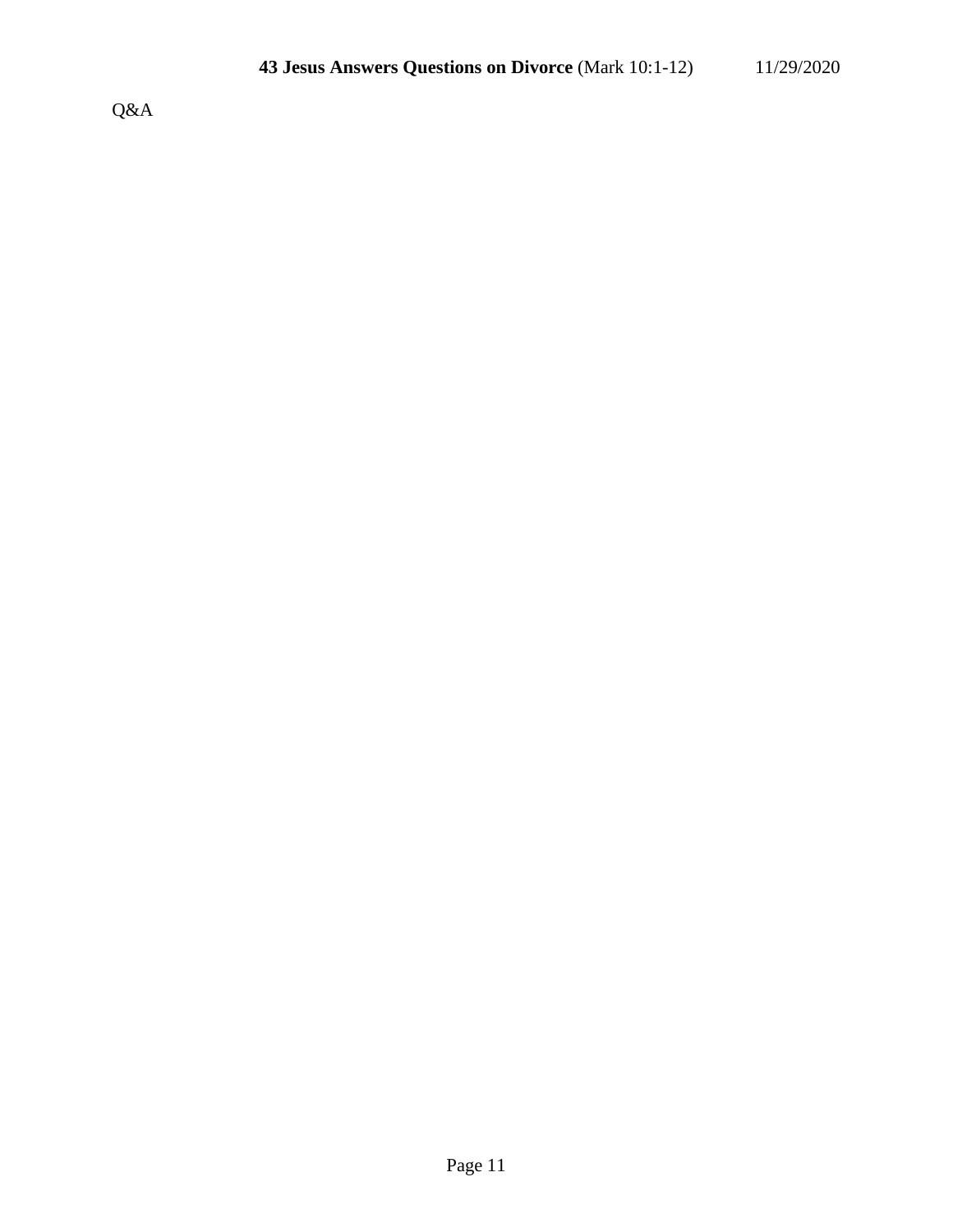Q&A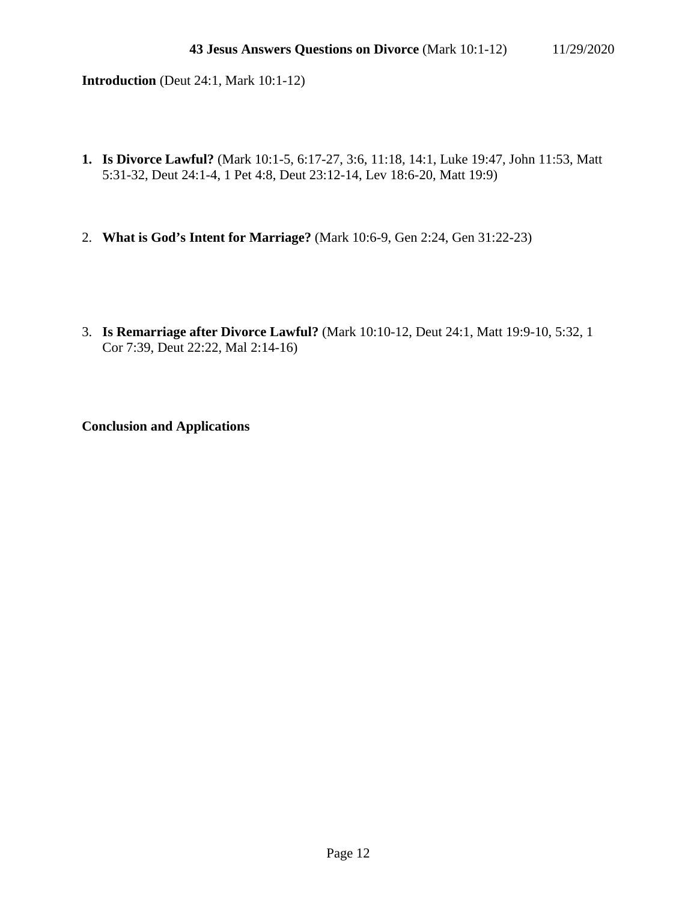# **43 Jesus Answers Questions on Divorce** (Mark 10:1-12) 11/29/2020

**Introduction** (Deut 24:1, Mark 10:1-12)

1. **Is Divorce Lawful?** (Mark 10:1-5, 6:17-27, 3:6, 11:18, 14:1, Luke 19:47, John 11:53, Matt 5:31-32, Deut 24:1-4, 1 Pet 4:8, Deut 23:12-14, Lev 18:6-20, Matt 19:9)

2. **What is God's Intent for Marriage?** (Mark 10:6-9, Gen 2:24, Gen 31:22-23)

3. **Is Remarriage after Divorce Lawful?** (Mark 10:10-12, Deut 24:1, Matt 19:9-10, 5:32, 1 Cor 7:39, Deut 22:22, Mal 2:14-16)

**Conclusion and Applications**